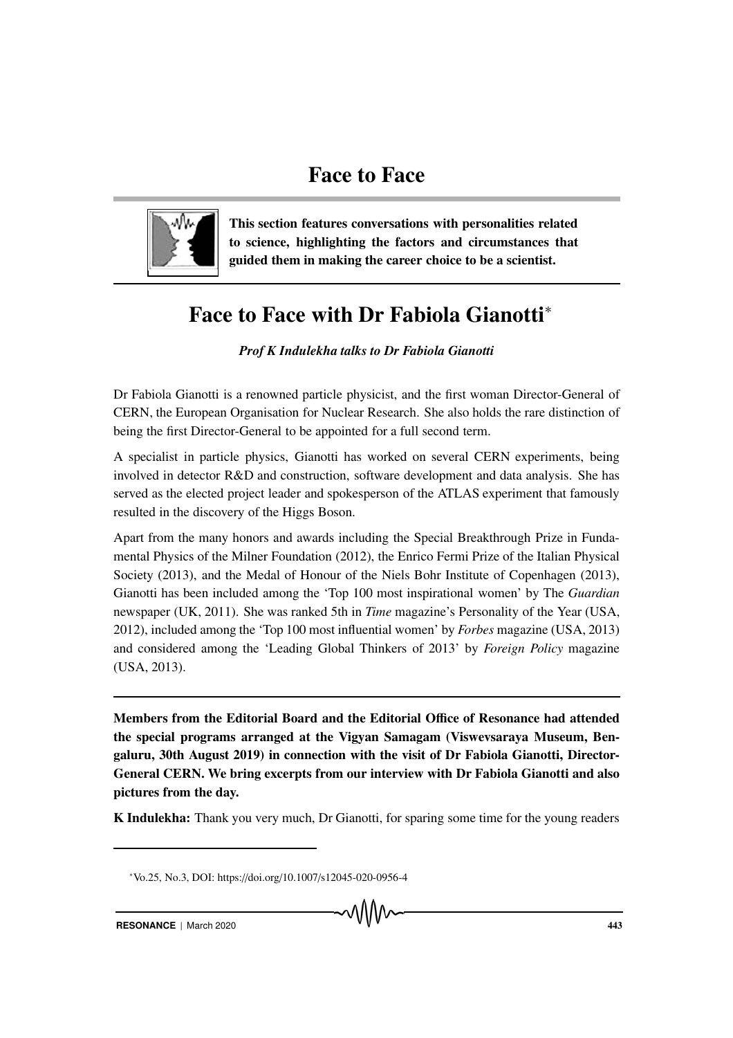# Face to Face

**This section features conversations with personalities related to science, highlighting the factors and circumstances that guided them in making the career choice to be a scientist.**

## Face to Face with Dr Fabiola Gianotti*

***Prof K Indulekha talks to Dr Fabiola Gianotti***

Dr Fabiola Gianotti is a renowned particle physicist, and the first woman Director-General of CERN, the European Organisation for Nuclear Research. She also holds the rare distinction of being the first Director-General to be appointed for a full second term.

A specialist in particle physics, Gianotti has worked on several CERN experiments, being involved in detector R&D and construction, software development and data analysis. She has served as the elected project leader and spokesperson of the ATLAS experiment that famously resulted in the discovery of the Higgs Boson.

Apart from the many honors and awards including the Special Breakthrough Prize in Fundamental Physics of the Milner Foundation (2012), the Enrico Fermi Prize of the Italian Physical Society (2013), and the Medal of Honour of the Niels Bohr Institute of Copenhagen (2013), Gianotti has been included among the 'Top 100 most inspirational women' by The *Guardian* newspaper (UK, 2011). She was ranked 5th in *Time* magazine's Personality of the Year (USA, 2012), included among the 'Top 100 most influential women' by *Forbes* magazine (USA, 2013) and considered among the 'Leading Global Thinkers of 2013' by *Foreign Policy* magazine (USA, 2013).

---

**Members from the Editorial Board and the Editorial Office of Resonance had attended the special programs arranged at the Vigyan Samagam (Viswevsaraya Museum, Bengaluru, 30th August 2019) in connection with the visit of Dr Fabiola Gianotti, Director-General CERN. We bring excerpts from our interview with Dr Fabiola Gianotti and also pictures from the day.**

**K Indulekha:** Thank you very much, Dr Gianotti, for sparing some time for the young readers

---

*Vo.25, No.3, DOI: https://doi.org/10.1007/s12045-020-0956-4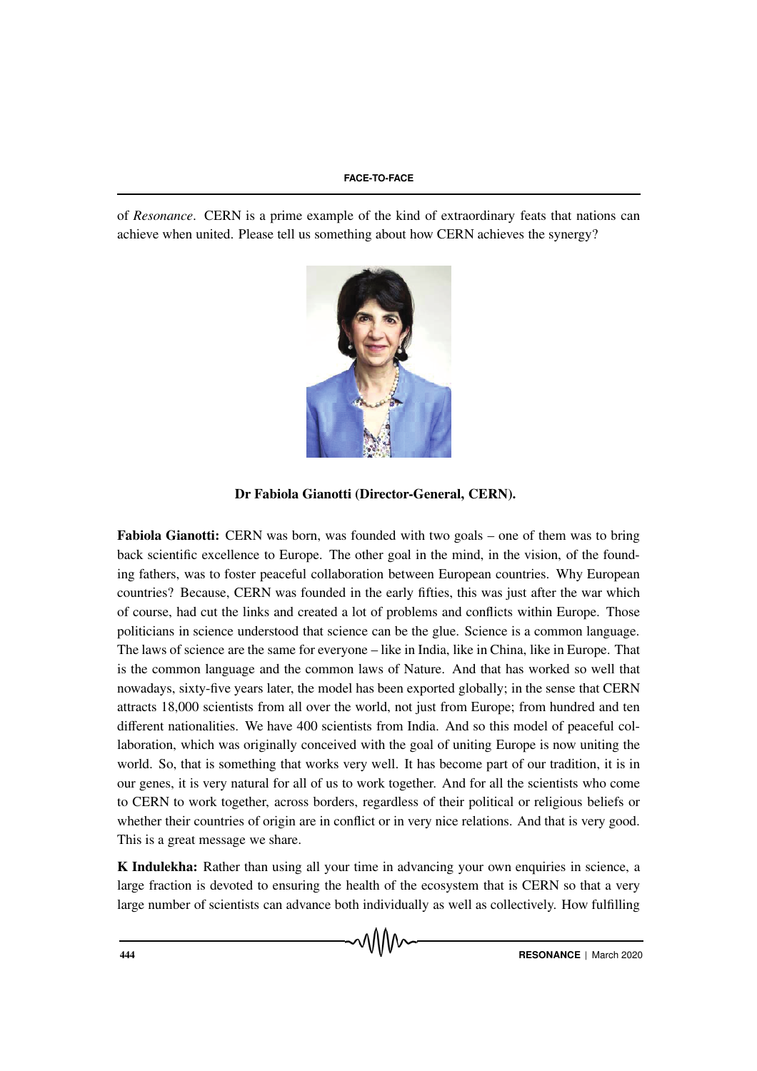of *Resonance*. CERN is a prime example of the kind of extraordinary feats that nations can achieve when united. Please tell us something about how CERN achieves the synergy?

**Dr Fabiola Gianotti (Director-General, CERN).**

**Fabiola Gianotti:** CERN was born, was founded with two goals – one of them was to bring back scientific excellence to Europe. The other goal in the mind, in the vision, of the founding fathers, was to foster peaceful collaboration between European countries. Why European countries? Because, CERN was founded in the early fifties, this was just after the war which of course, had cut the links and created a lot of problems and conflicts within Europe. Those politicians in science understood that science can be the glue. Science is a common language. The laws of science are the same for everyone – like in India, like in China, like in Europe. That is the common language and the common laws of Nature. And that has worked so well that nowadays, sixty-five years later, the model has been exported globally; in the sense that CERN attracts 18,000 scientists from all over the world, not just from Europe; from hundred and ten different nationalities. We have 400 scientists from India. And so this model of peaceful collaboration, which was originally conceived with the goal of uniting Europe is now uniting the world. So, that is something that works very well. It has become part of our tradition, it is in our genes, it is very natural for all of us to work together. And for all the scientists who come to CERN to work together, across borders, regardless of their political or religious beliefs or whether their countries of origin are in conflict or in very nice relations. And that is very good. This is a great message we share.

**K Indulekha:** Rather than using all your time in advancing your own enquiries in science, a large fraction is devoted to ensuring the health of the ecosystem that is CERN so that a very large number of scientists can advance both individually as well as collectively. How fulfilling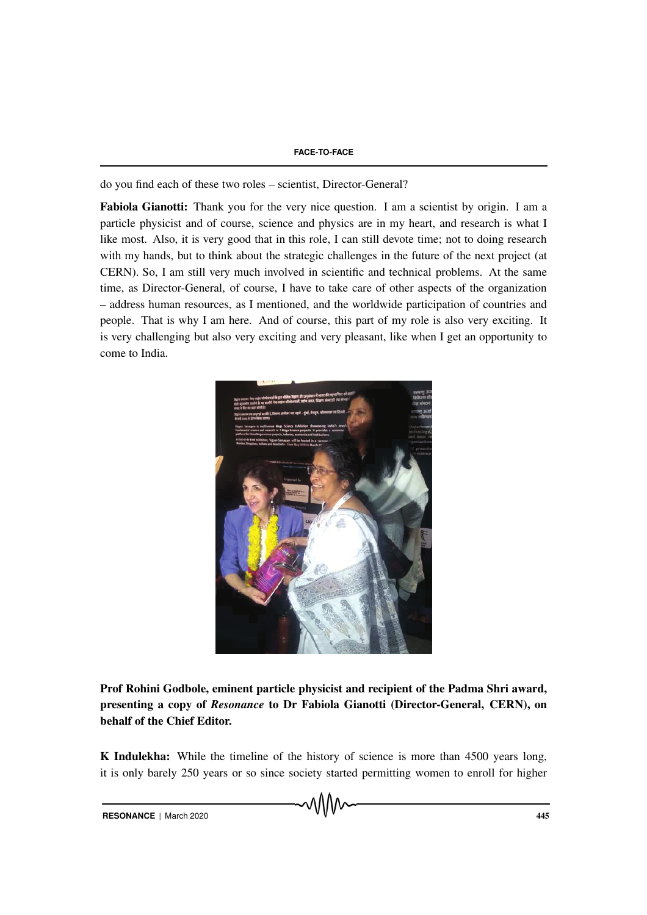do you find each of these two roles – scientist, Director-General?

**Fabiola Gianotti:** Thank you for the very nice question. I am a scientist by origin. I am a particle physicist and of course, science and physics are in my heart, and research is what I like most. Also, it is very good that in this role, I can still devote time; not to doing research with my hands, but to think about the strategic challenges in the future of the next project (at CERN). So, I am still very much involved in scientific and technical problems. At the same time, as Director-General, of course, I have to take care of other aspects of the organization – address human resources, as I mentioned, and the worldwide participation of countries and people. That is why I am here. And of course, this part of my role is also very exciting. It is very challenging but also very exciting and very pleasant, like when I get an opportunity to come to India.

**Prof Rohini Godbole, eminent particle physicist and recipient of the Padma Shri award, presenting a copy of *Resonance* to Dr Fabiola Gianotti (Director-General, CERN), on behalf of the Chief Editor.**

**K Indulekha:** While the timeline of the history of science is more than 4500 years long, it is only barely 250 years or so since society started permitting women to enroll for higher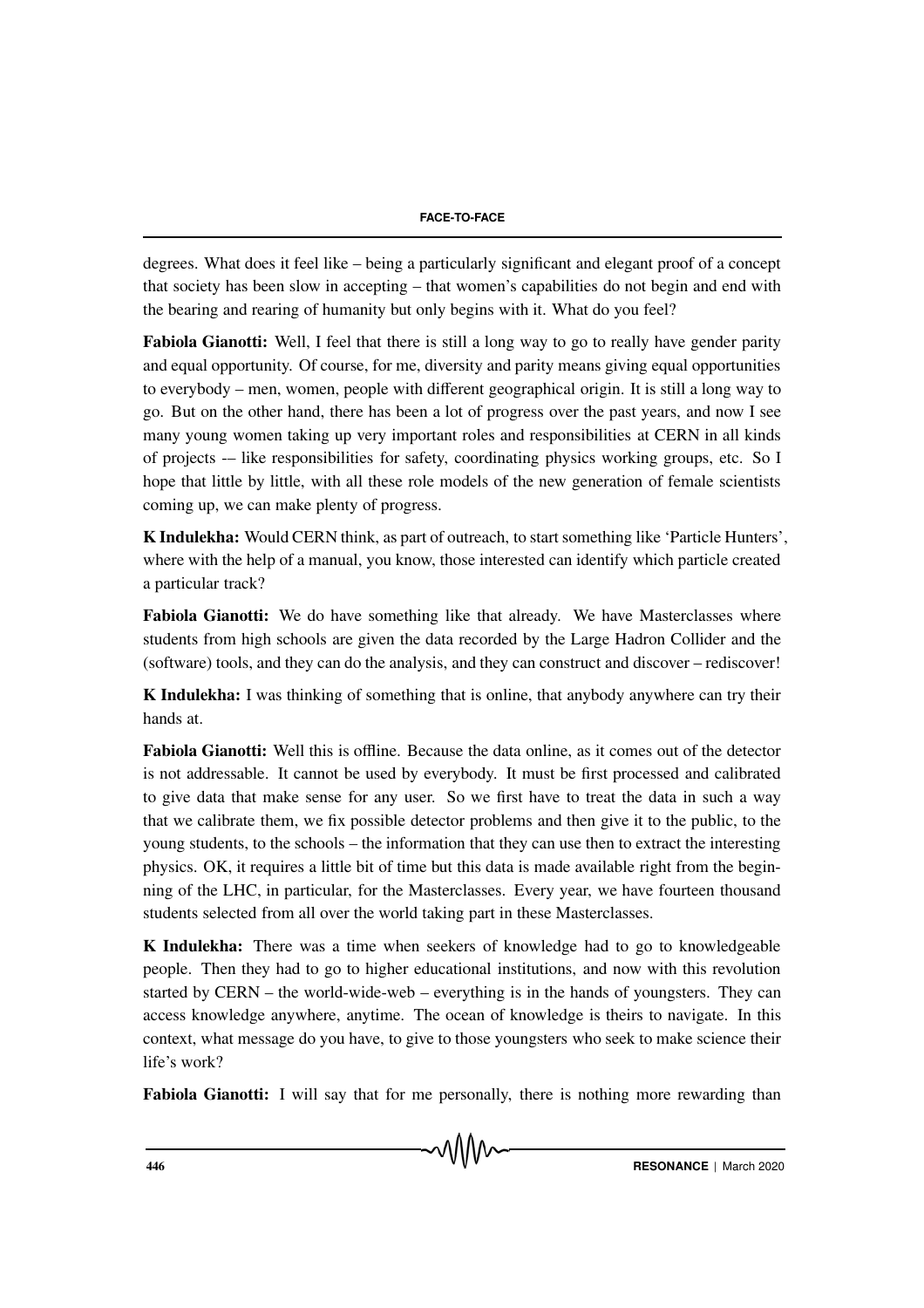degrees. What does it feel like – being a particularly significant and elegant proof of a concept that society has been slow in accepting – that women's capabilities do not begin and end with the bearing and rearing of humanity but only begins with it. What do you feel?

**Fabiola Gianotti:** Well, I feel that there is still a long way to go to really have gender parity and equal opportunity. Of course, for me, diversity and parity means giving equal opportunities to everybody – men, women, people with different geographical origin. It is still a long way to go. But on the other hand, there has been a lot of progress over the past years, and now I see many young women taking up very important roles and responsibilities at CERN in all kinds of projects -– like responsibilities for safety, coordinating physics working groups, etc. So I hope that little by little, with all these role models of the new generation of female scientists coming up, we can make plenty of progress.

**K Indulekha:** Would CERN think, as part of outreach, to start something like 'Particle Hunters', where with the help of a manual, you know, those interested can identify which particle created a particular track?

**Fabiola Gianotti:** We do have something like that already. We have Masterclasses where students from high schools are given the data recorded by the Large Hadron Collider and the (software) tools, and they can do the analysis, and they can construct and discover – rediscover!

**K Indulekha:** I was thinking of something that is online, that anybody anywhere can try their hands at.

**Fabiola Gianotti:** Well this is offline. Because the data online, as it comes out of the detector is not addressable. It cannot be used by everybody. It must be first processed and calibrated to give data that make sense for any user. So we first have to treat the data in such a way that we calibrate them, we fix possible detector problems and then give it to the public, to the young students, to the schools – the information that they can use then to extract the interesting physics. OK, it requires a little bit of time but this data is made available right from the beginning of the LHC, in particular, for the Masterclasses. Every year, we have fourteen thousand students selected from all over the world taking part in these Masterclasses.

**K Indulekha:** There was a time when seekers of knowledge had to go to knowledgeable people. Then they had to go to higher educational institutions, and now with this revolution started by CERN – the world-wide-web – everything is in the hands of youngsters. They can access knowledge anywhere, anytime. The ocean of knowledge is theirs to navigate. In this context, what message do you have, to give to those youngsters who seek to make science their life's work?

**Fabiola Gianotti:** I will say that for me personally, there is nothing more rewarding than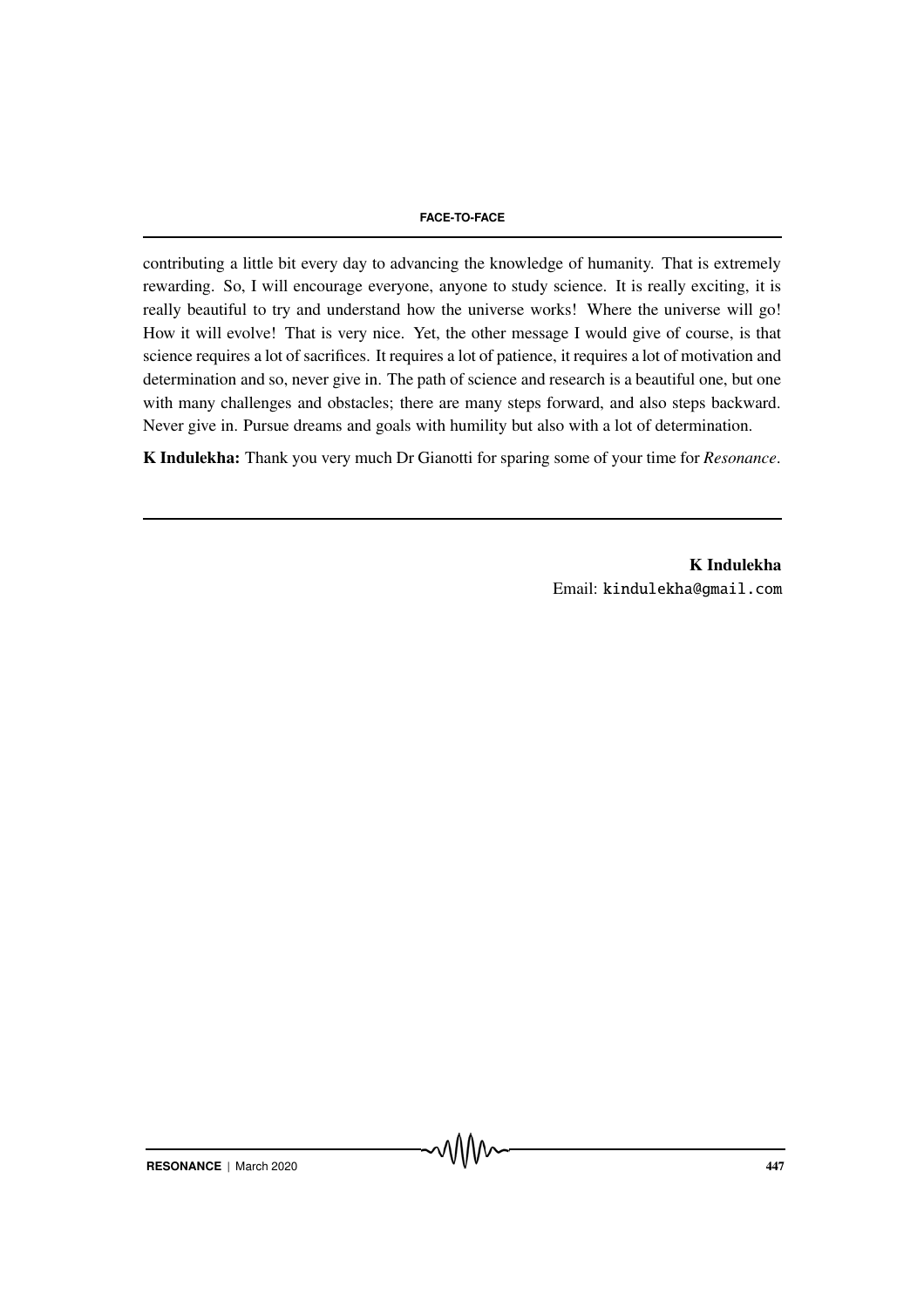contributing a little bit every day to advancing the knowledge of humanity. That is extremely rewarding. So, I will encourage everyone, anyone to study science. It is really exciting, it is really beautiful to try and understand how the universe works! Where the universe will go! How it will evolve! That is very nice. Yet, the other message I would give of course, is that science requires a lot of sacrifices. It requires a lot of patience, it requires a lot of motivation and determination and so, never give in. The path of science and research is a beautiful one, but one with many challenges and obstacles; there are many steps forward, and also steps backward. Never give in. Pursue dreams and goals with humility but also with a lot of determination.

**K Indulekha:** Thank you very much Dr Gianotti for sparing some of your time for *Resonance*.

---

**K Indulekha**
Email: kindulekha@gmail.com